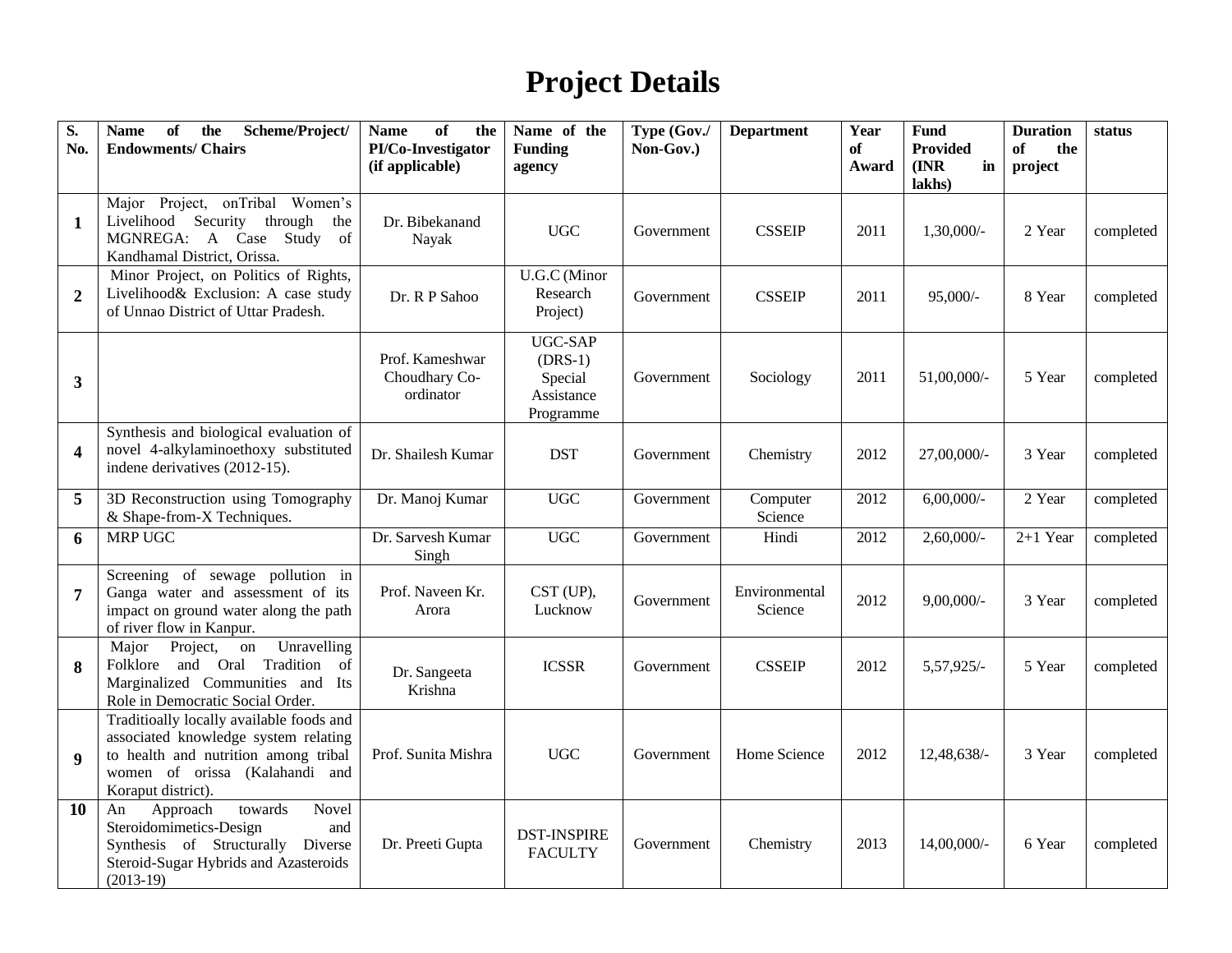# Project Details

| S. No. | Name of the Scheme/Project/ Endowments/ Chairs | Name of the PI/Co-Investigator (if applicable) | Name of the Funding agency | Type (Gov./ Non-Gov.) | Department | Year of Award | Fund Provided (INR in lakhs) | Duration of the project | status |
|---|---|---|---|---|---|---|---|---|---|
| **1** | Major Project, onTribal Women's Livelihood Security through the MGNREGA: A Case Study of Kandhamal District, Orissa. | Dr. Bibekanand Nayak | UGC | Government | CSSEIP | 2011 | 1,30,000/- | 2 Year | completed |
| **2** | Minor Project, on Politics of Rights, Livelihood& Exclusion: A case study of Unnao District of Uttar Pradesh. | Dr. R P Sahoo | U.G.C (Minor Research Project) | Government | CSSEIP | 2011 | 95,000/- | 8 Year | completed |
| **3** | | Prof. Kameshwar Choudhary Co-ordinator | UGC-SAP (DRS-1) Special Assistance Programme | Government | Sociology | 2011 | 51,00,000/- | 5 Year | completed |
| **4** | Synthesis and biological evaluation of novel 4-alkylaminoethoxy substituted indene derivatives (2012-15). | Dr. Shailesh Kumar | DST | Government | Chemistry | 2012 | 27,00,000/- | 3 Year | completed |
| **5** | 3D Reconstruction using Tomography & Shape-from-X Techniques. | Dr. Manoj Kumar | UGC | Government | Computer Science | 2012 | 6,00,000/- | 2 Year | completed |
| **6** | MRP UGC | Dr. Sarvesh Kumar Singh | UGC | Government | Hindi | 2012 | 2,60,000/- | 2+1 Year | completed |
| **7** | Screening of sewage pollution in Ganga water and assessment of its impact on ground water along the path of river flow in Kanpur. | Prof. Naveen Kr. Arora | CST (UP), Lucknow | Government | Environmental Science | 2012 | 9,00,000/- | 3 Year | completed |
| **8** | Major Project, on Unravelling Folklore and Oral Tradition of Marginalized Communities and Its Role in Democratic Social Order. | Dr. Sangeeta Krishna | ICSSR | Government | CSSEIP | 2012 | 5,57,925/- | 5 Year | completed |
| **9** | Traditioally locally available foods and associated knowledge system relating to health and nutrition among tribal women of orissa (Kalahandi and Koraput district). | Prof. Sunita Mishra | UGC | Government | Home Science | 2012 | 12,48,638/- | 3 Year | completed |
| **10** | An Approach towards Novel Steroidomimetics-Design and Synthesis of Structurally Diverse Steroid-Sugar Hybrids and Azasteroids (2013-19) | Dr. Preeti Gupta | DST-INSPIRE FACULTY | Government | Chemistry | 2013 | 14,00,000/- | 6 Year | completed |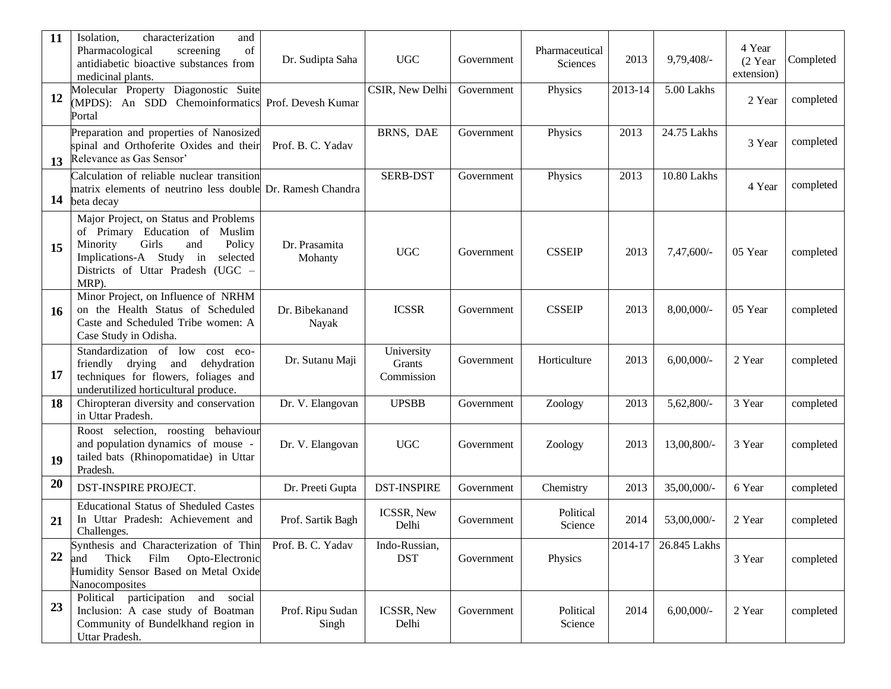| 11 | Isolation, characterization and Pharmacological screening of antidiabetic bioactive substances from medicinal plants. | Dr. Sudipta Saha | UGC | Government | Pharmaceutical Sciences | 2013 | 9,79,408/- | 4 Year (2 Year extension) | Completed |
|---|---|---|---|---|---|---|---|---|---|
| 12 | Molecular Property Diagonostic Suite (MPDS): An SDD Chemoinformatics Portal | Prof. Devesh Kumar | CSIR, New Delhi | Government | Physics | 2013-14 | 5.00 Lakhs | 2 Year | completed |
| 13 | Preparation and properties of Nanosized spinal and Orthoferite Oxides and their Relevance as Gas Sensor' | Prof. B. C. Yadav | BRNS, DAE | Government | Physics | 2013 | 24.75 Lakhs | 3 Year | completed |
| 14 | Calculation of reliable nuclear transition matrix elements of neutrino less double beta decay | Dr. Ramesh Chandra | SERB-DST | Government | Physics | 2013 | 10.80 Lakhs | 4 Year | completed |
| 15 | Major Project, on Status and Problems of Primary Education of Muslim Minority Girls and Policy Implications-A Study in selected Districts of Uttar Pradesh (UGC – MRP). | Dr. Prasamita Mohanty | UGC | Government | CSSEIP | 2013 | 7,47,600/- | 05 Year | completed |
| 16 | Minor Project, on Influence of NRHM on the Health Status of Scheduled Caste and Scheduled Tribe women: A Case Study in Odisha. | Dr. Bibekanand Nayak | ICSSR | Government | CSSEIP | 2013 | 8,00,000/- | 05 Year | completed |
| 17 | Standardization of low cost eco-friendly drying and dehydration techniques for flowers, foliages and underutilized horticultural produce. | Dr. Sutanu Maji | University Grants Commission | Government | Horticulture | 2013 | 6,00,000/- | 2 Year | completed |
| 18 | Chiropteran diversity and conservation in Uttar Pradesh. | Dr. V. Elangovan | UPSBB | Government | Zoology | 2013 | 5,62,800/- | 3 Year | completed |
| 19 | Roost selection, roosting behaviour and population dynamics of mouse - tailed bats (Rhinopomatidae) in Uttar Pradesh. | Dr. V. Elangovan | UGC | Government | Zoology | 2013 | 13,00,800/- | 3 Year | completed |
| 20 | DST-INSPIRE PROJECT. | Dr. Preeti Gupta | DST-INSPIRE | Government | Chemistry | 2013 | 35,00,000/- | 6 Year | completed |
| 21 | Educational Status of Sheduled Castes In Uttar Pradesh: Achievement and Challenges. | Prof. Sartik Bagh | ICSSR, New Delhi | Government | Political Science | 2014 | 53,00,000/- | 2 Year | completed |
| 22 | Synthesis and Characterization of Thin and Thick Film Opto-Electronic Humidity Sensor Based on Metal Oxide Nanocomposites | Prof. B. C. Yadav | Indo-Russian, DST | Government | Physics | 2014-17 | 26.845 Lakhs | 3 Year | completed |
| 23 | Political participation and social Inclusion: A case study of Boatman Community of Bundelkhand region in Uttar Pradesh. | Prof. Ripu Sudan Singh | ICSSR, New Delhi | Government | Political Science | 2014 | 6,00,000/- | 2 Year | completed |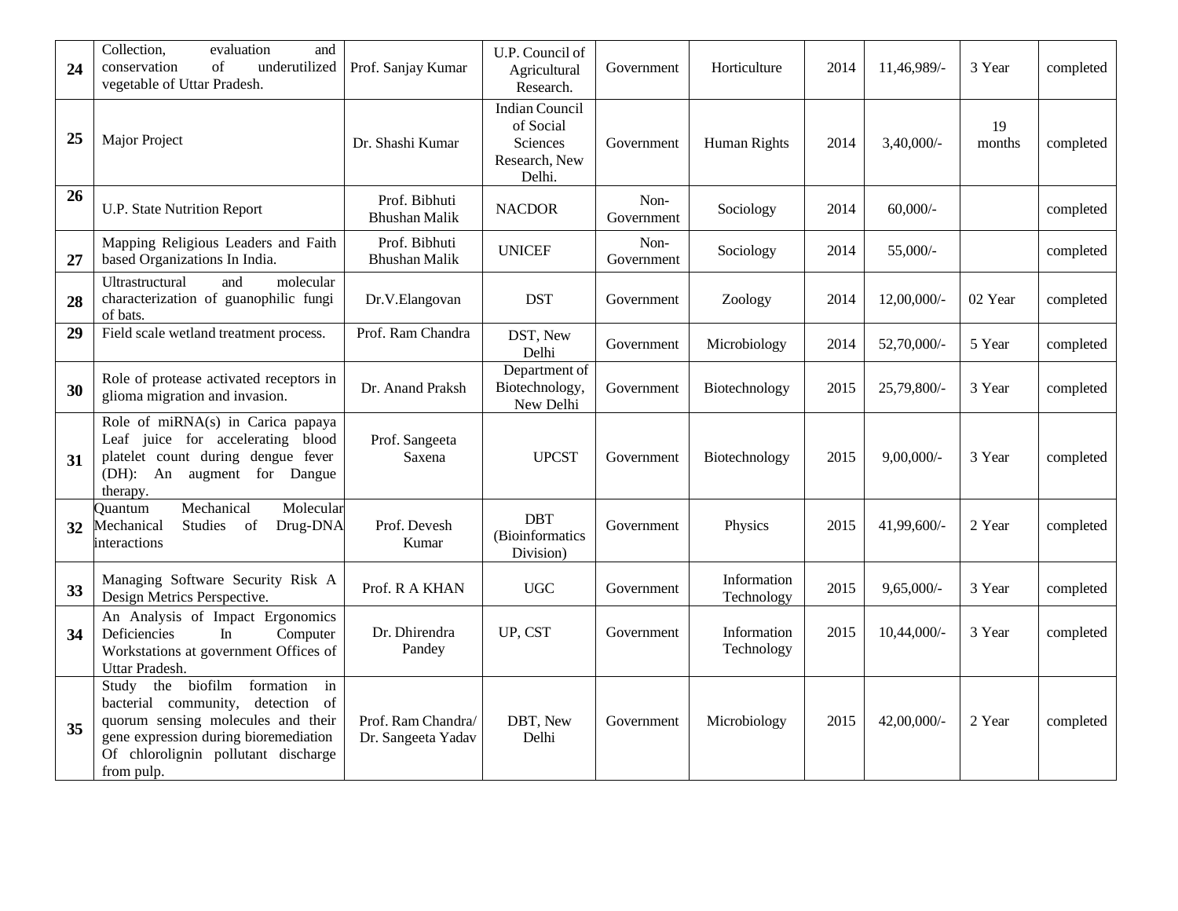| 24 | Collection, evaluation and conservation of underutilized vegetable of Uttar Pradesh. | Prof. Sanjay Kumar | U.P. Council of Agricultural Research. | Government | Horticulture | 2014 | 11,46,989/- | 3 Year | completed |
|---|---|---|---|---|---|---|---|---|---|
| 25 | Major Project | Dr. Shashi Kumar | Indian Council of Social Sciences Research, New Delhi. | Government | Human Rights | 2014 | 3,40,000/- | 19 months | completed |
| 26 | U.P. State Nutrition Report | Prof. Bibhuti Bhushan Malik | NACDOR | Non-Government | Sociology | 2014 | 60,000/- | | completed |
| 27 | Mapping Religious Leaders and Faith based Organizations In India. | Prof. Bibhuti Bhushan Malik | UNICEF | Non-Government | Sociology | 2014 | 55,000/- | | completed |
| 28 | Ultrastructural and molecular characterization of guanophilic fungi of bats. | Dr.V.Elangovan | DST | Government | Zoology | 2014 | 12,00,000/- | 02 Year | completed |
| 29 | Field scale wetland treatment process. | Prof. Ram Chandra | DST, New Delhi | Government | Microbiology | 2014 | 52,70,000/- | 5 Year | completed |
| 30 | Role of protease activated receptors in glioma migration and invasion. | Dr. Anand Praksh | Department of Biotechnology, New Delhi | Government | Biotechnology | 2015 | 25,79,800/- | 3 Year | completed |
| 31 | Role of miRNA(s) in Carica papaya Leaf juice for accelerating blood platelet count during dengue fever (DH): An augment for Dangue therapy. | Prof. Sangeeta Saxena | UPCST | Government | Biotechnology | 2015 | 9,00,000/- | 3 Year | completed |
| 32 | Quantum Mechanical Molecular Mechanical Studies of Drug-DNA interactions | Prof. Devesh Kumar | DBT (Bioinformatics Division) | Government | Physics | 2015 | 41,99,600/- | 2 Year | completed |
| 33 | Managing Software Security Risk A Design Metrics Perspective. | Prof. R A KHAN | UGC | Government | Information Technology | 2015 | 9,65,000/- | 3 Year | completed |
| 34 | An Analysis of Impact Ergonomics Deficiencies In Computer Workstations at government Offices of Uttar Pradesh. | Dr. Dhirendra Pandey | UP, CST | Government | Information Technology | 2015 | 10,44,000/- | 3 Year | completed |
| 35 | Study the biofilm formation in bacterial community, detection of quorum sensing molecules and their gene expression during bioremediation Of chlorolignin pollutant discharge from pulp. | Prof. Ram Chandra/ Dr. Sangeeta Yadav | DBT, New Delhi | Government | Microbiology | 2015 | 42,00,000/- | 2 Year | completed |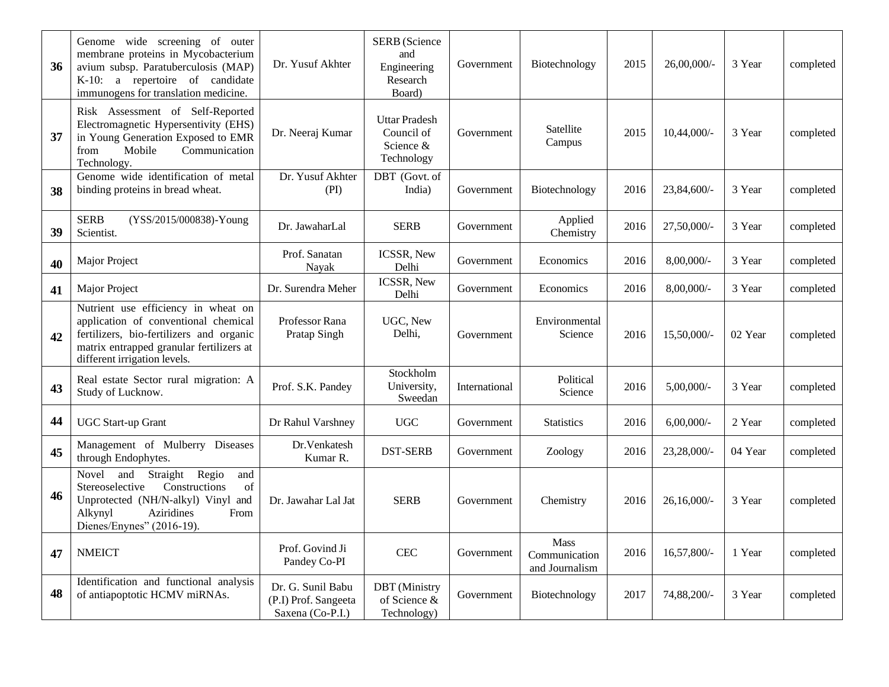| 36 | Genome wide screening of outer membrane proteins in Mycobacterium avium subsp. Paratuberculosis (MAP) K-10: a repertoire of candidate immunogens for translation medicine. | Dr. Yusuf Akhter | SERB (Science and Engineering Research Board) | Government | Biotechnology | 2015 | 26,00,000/- | 3 Year | completed |
|---|---|---|---|---|---|---|---|---|---|
| 37 | Risk Assessment of Self-Reported Electromagnetic Hypersentivity (EHS) in Young Generation Exposed to EMR from Mobile Communication Technology. | Dr. Neeraj Kumar | Uttar Pradesh Council of Science & Technology | Government | Satellite Campus | 2015 | 10,44,000/- | 3 Year | completed |
| 38 | Genome wide identification of metal binding proteins in bread wheat. | Dr. Yusuf Akhter (PI) | DBT (Govt. of India) | Government | Biotechnology | 2016 | 23,84,600/- | 3 Year | completed |
| 39 | SERB (YSS/2015/000838)-Young Scientist. | Dr. JawaharLal | SERB | Government | Applied Chemistry | 2016 | 27,50,000/- | 3 Year | completed |
| 40 | Major Project | Prof. Sanatan Nayak | ICSSR, New Delhi | Government | Economics | 2016 | 8,00,000/- | 3 Year | completed |
| 41 | Major Project | Dr. Surendra Meher | ICSSR, New Delhi | Government | Economics | 2016 | 8,00,000/- | 3 Year | completed |
| 42 | Nutrient use efficiency in wheat on application of conventional chemical fertilizers, bio-fertilizers and organic matrix entrapped granular fertilizers at different irrigation levels. | Professor Rana Pratap Singh | UGC, New Delhi, | Government | Environmental Science | 2016 | 15,50,000/- | 02 Year | completed |
| 43 | Real estate Sector rural migration: A Study of Lucknow. | Prof. S.K. Pandey | Stockholm University, Sweedan | International | Political Science | 2016 | 5,00,000/- | 3 Year | completed |
| 44 | UGC Start-up Grant | Dr Rahul Varshney | UGC | Government | Statistics | 2016 | 6,00,000/- | 2 Year | completed |
| 45 | Management of Mulberry Diseases through Endophytes. | Dr.Venkatesh Kumar R. | DST-SERB | Government | Zoology | 2016 | 23,28,000/- | 04 Year | completed |
| 46 | Novel and Straight Regio and Stereoselective Constructions of Unprotected (NH/N-alkyl) Vinyl and Alkynyl Aziridines From Dienes/Enynes" (2016-19). | Dr. Jawahar Lal Jat | SERB | Government | Chemistry | 2016 | 26,16,000/- | 3 Year | completed |
| 47 | NMEICT | Prof. Govind Ji Pandey Co-PI | CEC | Government | Mass Communication and Journalism | 2016 | 16,57,800/- | 1 Year | completed |
| 48 | Identification and functional analysis of antiapoptotic HCMV miRNAs. | Dr. G. Sunil Babu (P.I) Prof. Sangeeta Saxena (Co-P.I.) | DBT (Ministry of Science & Technology) | Government | Biotechnology | 2017 | 74,88,200/- | 3 Year | completed |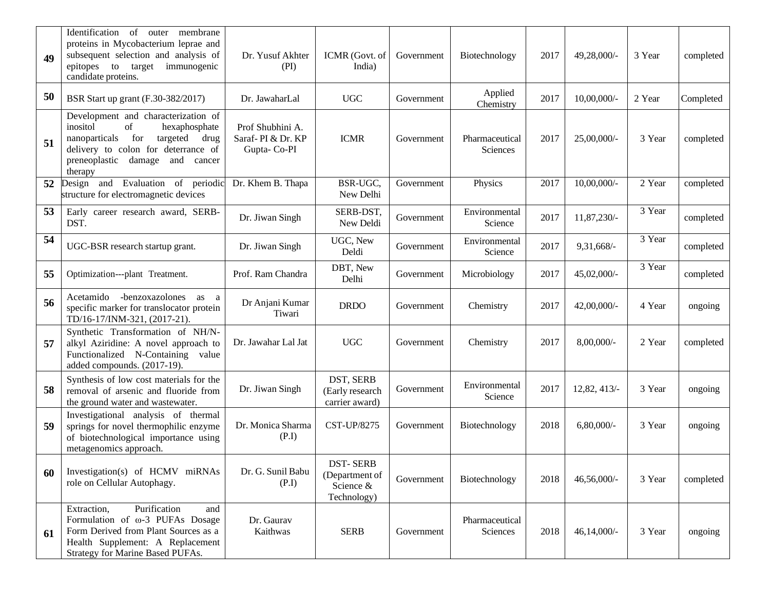| | | | | | | | | | |
|---|---|---|---|---|---|---|---|---|---|
| **49** | Identification of outer membrane proteins in Mycobacterium leprae and subsequent selection and analysis of epitopes to target immunogenic candidate proteins. | Dr. Yusuf Akhter (PI) | ICMR (Govt. of India) | Government | Biotechnology | 2017 | 49,28,000/- | 3 Year | completed |
| **50** | BSR Start up grant (F.30-382/2017) | Dr. JawaharLal | UGC | Government | Applied Chemistry | 2017 | 10,00,000/- | 2 Year | Completed |
| **51** | Development and characterization of inositol of hexaphosphate nanoparticals for targeted drug delivery to colon for deterrance of preneoplastic damage and cancer therapy | Prof Shubhini A. Saraf- PI & Dr. KP Gupta- Co-PI | ICMR | Government | Pharmaceutical Sciences | 2017 | 25,00,000/- | 3 Year | completed |
| **52** | Design and Evaluation of periodic structure for electromagnetic devices | Dr. Khem B. Thapa | BSR-UGC, New Delhi | Government | Physics | 2017 | 10,00,000/- | 2 Year | completed |
| **53** | Early career research award, SERB-DST. | Dr. Jiwan Singh | SERB-DST, New Deldi | Government | Environmental Science | 2017 | 11,87,230/- | 3 Year | completed |
| **54** | UGC-BSR research startup grant. | Dr. Jiwan Singh | UGC, New Deldi | Government | Environmental Science | 2017 | 9,31,668/- | 3 Year | completed |
| **55** | Optimization---plant Treatment. | Prof. Ram Chandra | DBT, New Delhi | Government | Microbiology | 2017 | 45,02,000/- | 3 Year | completed |
| **56** | Acetamido -benzoxazolones as a specific marker for translocator protein TD/16-17/INM-321, (2017-21). | Dr Anjani Kumar Tiwari | DRDO | Government | Chemistry | 2017 | 42,00,000/- | 4 Year | ongoing |
| **57** | Synthetic Transformation of NH/N-alkyl Aziridine: A novel approach to Functionalized N-Containing value added compounds. (2017-19). | Dr. Jawahar Lal Jat | UGC | Government | Chemistry | 2017 | 8,00,000/- | 2 Year | completed |
| **58** | Synthesis of low cost materials for the removal of arsenic and fluoride from the ground water and wastewater. | Dr. Jiwan Singh | DST, SERB (Early research carrier award) | Government | Environmental Science | 2017 | 12,82, 413/- | 3 Year | ongoing |
| **59** | Investigational analysis of thermal springs for novel thermophilic enzyme of biotechnological importance using metagenomics approach. | Dr. Monica Sharma (P.I) | CST-UP/8275 | Government | Biotechnology | 2018 | 6,80,000/- | 3 Year | ongoing |
| **60** | Investigation(s) of HCMV miRNAs role on Cellular Autophagy. | Dr. G. Sunil Babu (P.I) | DST- SERB (Department of Science & Technology) | Government | Biotechnology | 2018 | 46,56,000/- | 3 Year | completed |
| **61** | Extraction, Purification and Formulation of ω-3 PUFAs Dosage Form Derived from Plant Sources as a Health Supplement: A Replacement Strategy for Marine Based PUFAs. | Dr. Gaurav Kaithwas | SERB | Government | Pharmaceutical Sciences | 2018 | 46,14,000/- | 3 Year | ongoing |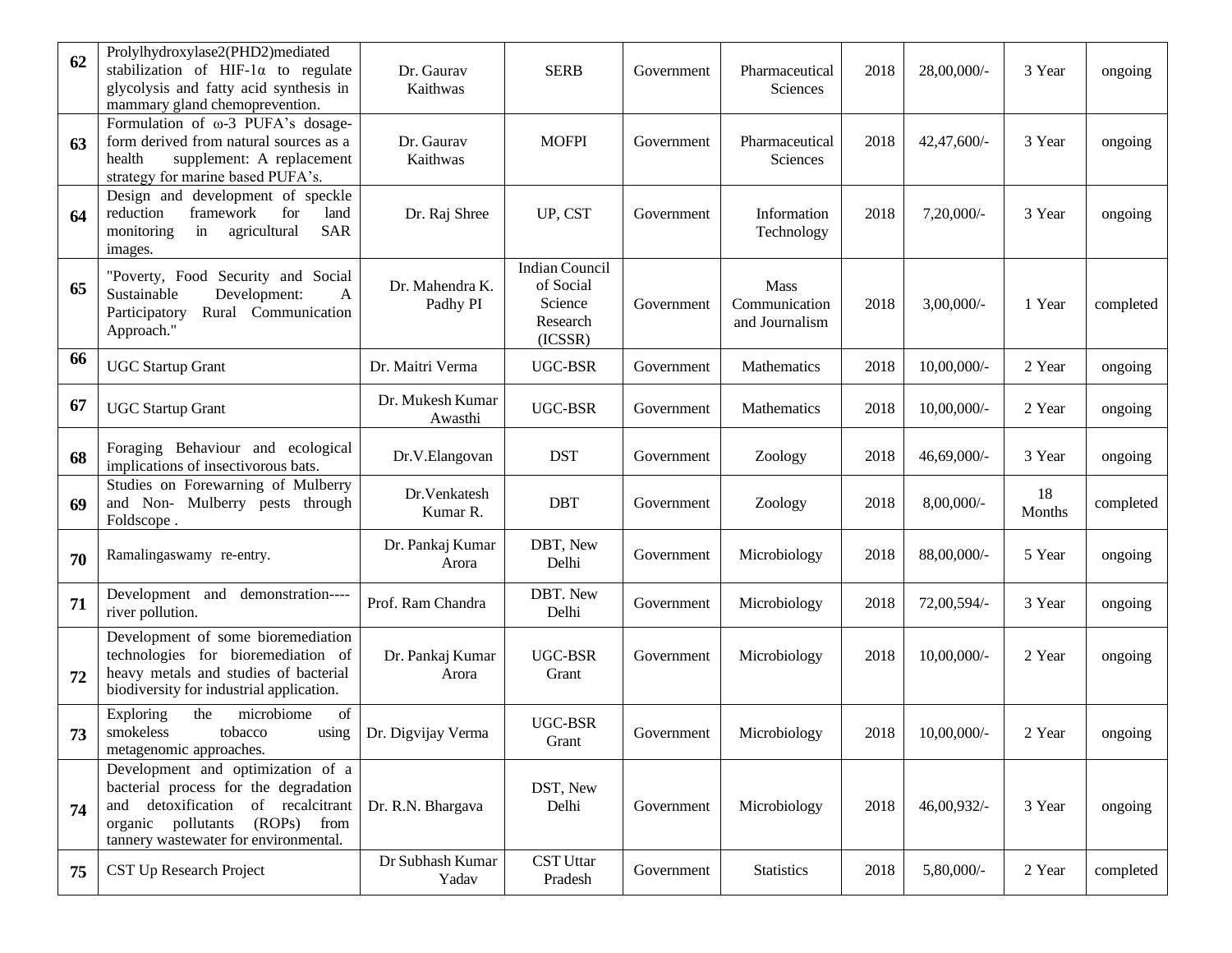| 62 | Prolylhydroxylase2(PHD2)mediated stabilization of HIF-1α to regulate glycolysis and fatty acid synthesis in mammary gland chemoprevention. | Dr. Gaurav Kaithwas | SERB | Government | Pharmaceutical Sciences | 2018 | 28,00,000/- | 3 Year | ongoing |
|---|---|---|---|---|---|---|---|---|---|
| 63 | Formulation of ω-3 PUFA's dosage-form derived from natural sources as a health supplement: A replacement strategy for marine based PUFA's. | Dr. Gaurav Kaithwas | MOFPI | Government | Pharmaceutical Sciences | 2018 | 42,47,600/- | 3 Year | ongoing |
| 64 | Design and development of speckle reduction framework for land monitoring in agricultural SAR images. | Dr. Raj Shree | UP, CST | Government | Information Technology | 2018 | 7,20,000/- | 3 Year | ongoing |
| 65 | "Poverty, Food Security and Social Sustainable Development: A Participatory Rural Communication Approach." | Dr. Mahendra K. Padhy PI | Indian Council of Social Science Research (ICSSR) | Government | Mass Communication and Journalism | 2018 | 3,00,000/- | 1 Year | completed |
| 66 | UGC Startup Grant | Dr. Maitri Verma | UGC-BSR | Government | Mathematics | 2018 | 10,00,000/- | 2 Year | ongoing |
| 67 | UGC Startup Grant | Dr. Mukesh Kumar Awasthi | UGC-BSR | Government | Mathematics | 2018 | 10,00,000/- | 2 Year | ongoing |
| 68 | Foraging Behaviour and ecological implications of insectivorous bats. | Dr.V.Elangovan | DST | Government | Zoology | 2018 | 46,69,000/- | 3 Year | ongoing |
| 69 | Studies on Forewarning of Mulberry and Non- Mulberry pests through Foldscope . | Dr.Venkatesh Kumar R. | DBT | Government | Zoology | 2018 | 8,00,000/- | 18 Months | completed |
| 70 | Ramalingaswamy re-entry. | Dr. Pankaj Kumar Arora | DBT, New Delhi | Government | Microbiology | 2018 | 88,00,000/- | 5 Year | ongoing |
| 71 | Development and demonstration---- river pollution. | Prof. Ram Chandra | DBT. New Delhi | Government | Microbiology | 2018 | 72,00,594/- | 3 Year | ongoing |
| 72 | Development of some bioremediation technologies for bioremediation of heavy metals and studies of bacterial biodiversity for industrial application. | Dr. Pankaj Kumar Arora | UGC-BSR Grant | Government | Microbiology | 2018 | 10,00,000/- | 2 Year | ongoing |
| 73 | Exploring the microbiome of smokeless tobacco using metagenomic approaches. | Dr. Digvijay Verma | UGC-BSR Grant | Government | Microbiology | 2018 | 10,00,000/- | 2 Year | ongoing |
| 74 | Development and optimization of a bacterial process for the degradation and detoxification of recalcitrant organic pollutants (ROPs) from tannery wastewater for environmental. | Dr. R.N. Bhargava | DST, New Delhi | Government | Microbiology | 2018 | 46,00,932/- | 3 Year | ongoing |
| 75 | CST Up Research Project | Dr Subhash Kumar Yadav | CST Uttar Pradesh | Government | Statistics | 2018 | 5,80,000/- | 2 Year | completed |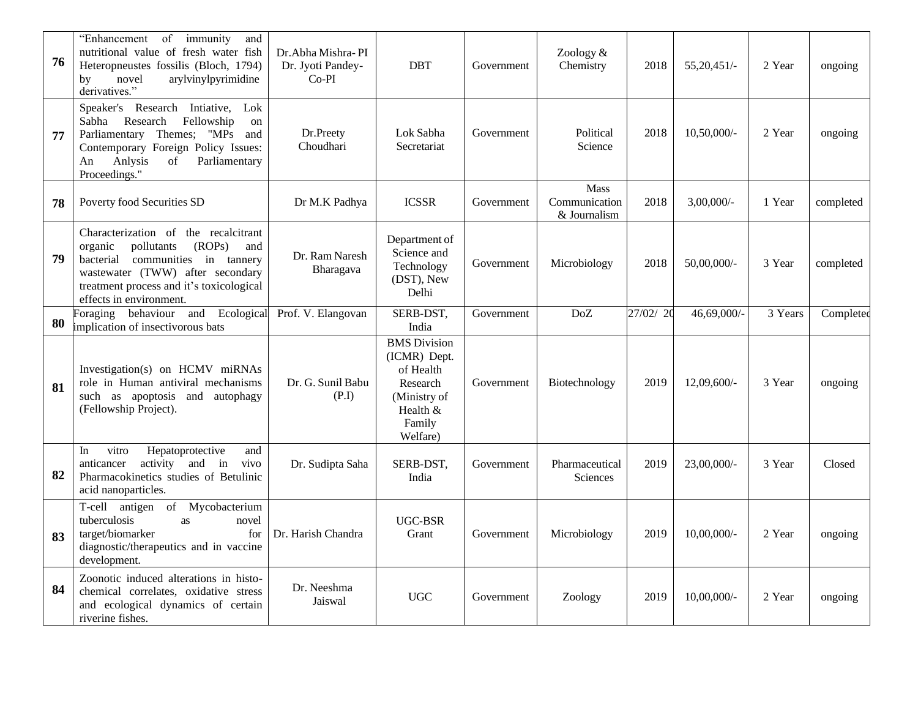| 76 | "Enhancement of immunity and nutritional value of fresh water fish Heteropneustes fossilis (Bloch, 1794) by novel arylvinylpyrimidine derivatives." | Dr.Abha Mishra- PI Dr. Jyoti Pandey- Co-PI | DBT | Government | Zoology & Chemistry | 2018 | 55,20,451/- | 2 Year | ongoing |
|---|---|---|---|---|---|---|---|---|---|
| 77 | Speaker's Research Intiative, Lok Sabha Research Fellowship on Parliamentary Themes; "MPs and Contemporary Foreign Policy Issues: An Anlysis of Parliamentary Proceedings." | Dr.Preety Choudhari | Lok Sabha Secretariat | Government | Political Science | 2018 | 10,50,000/- | 2 Year | ongoing |
| 78 | Poverty food Securities SD | Dr M.K Padhya | ICSSR | Government | Mass Communication & Journalism | 2018 | 3,00,000/- | 1 Year | completed |
| 79 | Characterization of the recalcitrant organic pollutants (ROPs) and bacterial communities in tannery wastewater (TWW) after secondary treatment process and it's toxicological effects in environment. | Dr. Ram Naresh Bharagava | Department of Science and Technology (DST), New Delhi | Government | Microbiology | 2018 | 50,00,000/- | 3 Year | completed |
| 80 | Foraging behaviour and Ecological implication of insectivorous bats | Prof. V. Elangovan | SERB-DST, India | Government | DoZ | 27/02/ 20 | 46,69,000/- | 3 Years | Completed |
| 81 | Investigation(s) on HCMV miRNAs role in Human antiviral mechanisms such as apoptosis and autophagy (Fellowship Project). | Dr. G. Sunil Babu (P.I) | BMS Division (ICMR) Dept. of Health Research (Ministry of Health & Family Welfare) | Government | Biotechnology | 2019 | 12,09,600/- | 3 Year | ongoing |
| 82 | In vitro Hepatoprotective and anticancer activity and in vivo Pharmacokinetics studies of Betulinic acid nanoparticles. | Dr. Sudipta Saha | SERB-DST, India | Government | Pharmaceutical Sciences | 2019 | 23,00,000/- | 3 Year | Closed |
| 83 | T-cell antigen of Mycobacterium tuberculosis as novel target/biomarker for diagnostic/therapeutics and in vaccine development. | Dr. Harish Chandra | UGC-BSR Grant | Government | Microbiology | 2019 | 10,00,000/- | 2 Year | ongoing |
| 84 | Zoonotic induced alterations in histo-chemical correlates, oxidative stress and ecological dynamics of certain riverine fishes. | Dr. Neeshma Jaiswal | UGC | Government | Zoology | 2019 | 10,00,000/- | 2 Year | ongoing |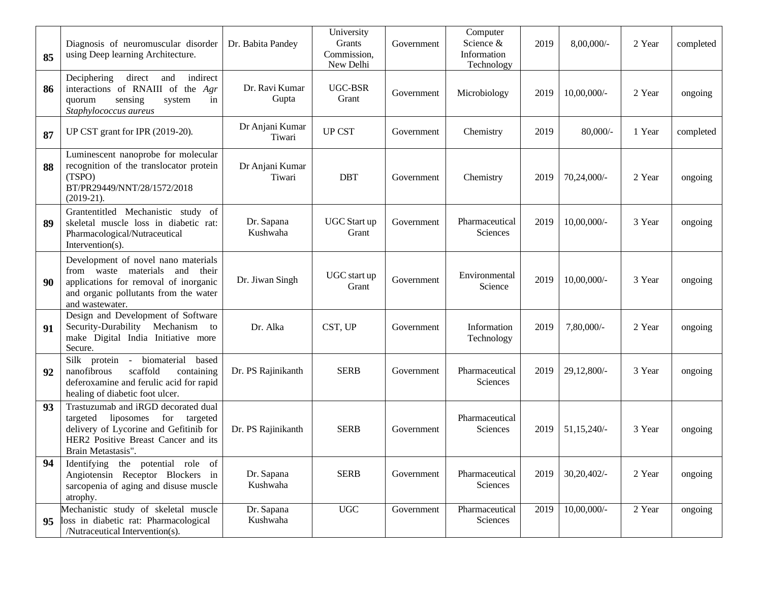| 85 | Diagnosis of neuromuscular disorder using Deep learning Architecture. | Dr. Babita Pandey | University Grants Commission, New Delhi | Government | Computer Science & Information Technology | 2019 | 8,00,000/- | 2 Year | completed |
|---|---|---|---|---|---|---|---|---|---|
| 86 | Deciphering direct and indirect interactions of RNAIII of the *Agr* quorum sensing system in *Staphylococcus aureus* | Dr. Ravi Kumar Gupta | UGC-BSR Grant | Government | Microbiology | 2019 | 10,00,000/- | 2 Year | ongoing |
| 87 | UP CST grant for IPR (2019-20). | Dr Anjani Kumar Tiwari | UP CST | Government | Chemistry | 2019 | 80,000/- | 1 Year | completed |
| 88 | Luminescent nanoprobe for molecular recognition of the translocator protein (TSPO) BT/PR29449/NNT/28/1572/2018 (2019-21). | Dr Anjani Kumar Tiwari | DBT | Government | Chemistry | 2019 | 70,24,000/- | 2 Year | ongoing |
| 89 | Grantentitled Mechanistic study of skeletal muscle loss in diabetic rat: Pharmacological/Nutraceutical Intervention(s). | Dr. Sapana Kushwaha | UGC Start up Grant | Government | Pharmaceutical Sciences | 2019 | 10,00,000/- | 3 Year | ongoing |
| 90 | Development of novel nano materials from waste materials and their applications for removal of inorganic and organic pollutants from the water and wastewater. | Dr. Jiwan Singh | UGC start up Grant | Government | Environmental Science | 2019 | 10,00,000/- | 3 Year | ongoing |
| 91 | Design and Development of Software Security-Durability Mechanism to make Digital India Initiative more Secure. | Dr. Alka | CST, UP | Government | Information Technology | 2019 | 7,80,000/- | 2 Year | ongoing |
| 92 | Silk protein - biomaterial based nanofibrous scaffold containing deferoxamine and ferulic acid for rapid healing of diabetic foot ulcer. | Dr. PS Rajinikanth | SERB | Government | Pharmaceutical Sciences | 2019 | 29,12,800/- | 3 Year | ongoing |
| 93 | Trastuzumab and iRGD decorated dual targeted liposomes for targeted delivery of Lycorine and Gefitinib for HER2 Positive Breast Cancer and its Brain Metastasis". | Dr. PS Rajinikanth | SERB | Government | Pharmaceutical Sciences | 2019 | 51,15,240/- | 3 Year | ongoing |
| 94 | Identifying the potential role of Angiotensin Receptor Blockers in sarcopenia of aging and disuse muscle atrophy. | Dr. Sapana Kushwaha | SERB | Government | Pharmaceutical Sciences | 2019 | 30,20,402/- | 2 Year | ongoing |
| 95 | Mechanistic study of skeletal muscle loss in diabetic rat: Pharmacological /Nutraceutical Intervention(s). | Dr. Sapana Kushwaha | UGC | Government | Pharmaceutical Sciences | 2019 | 10,00,000/- | 2 Year | ongoing |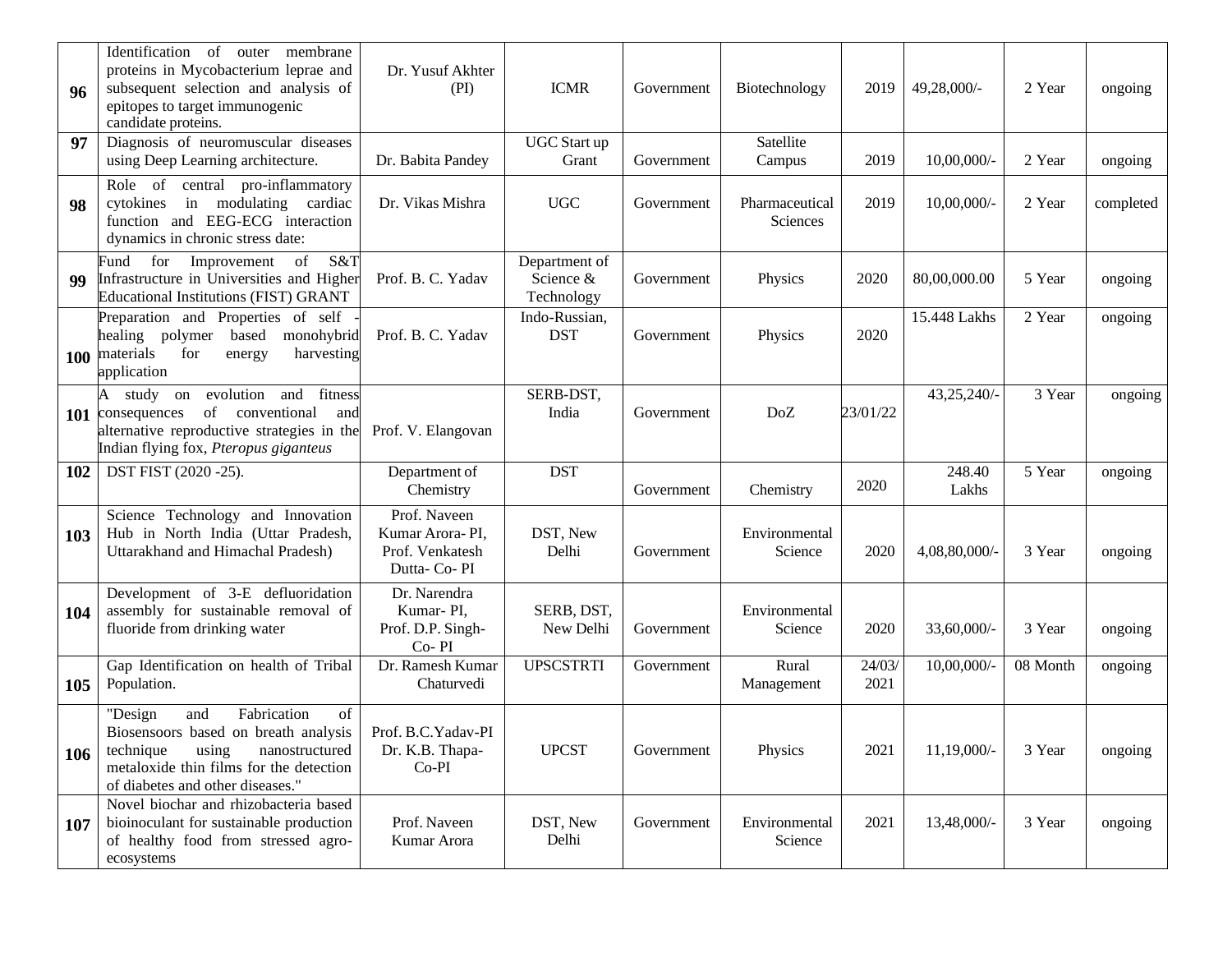| 96 | Identification of outer membrane proteins in Mycobacterium leprae and subsequent selection and analysis of epitopes to target immunogenic candidate proteins. | Dr. Yusuf Akhter (PI) | ICMR | Government | Biotechnology | 2019 | 49,28,000/- | 2 Year | ongoing |
|---|---|---|---|---|---|---|---|---|---|
| 97 | Diagnosis of neuromuscular diseases using Deep Learning architecture. | Dr. Babita Pandey | UGC Start up Grant | Government | Satellite Campus | 2019 | 10,00,000/- | 2 Year | ongoing |
| 98 | Role of central pro-inflammatory cytokines in modulating cardiac function and EEG-ECG interaction dynamics in chronic stress date: | Dr. Vikas Mishra | UGC | Government | Pharmaceutical Sciences | 2019 | 10,00,000/- | 2 Year | completed |
| 99 | Fund for Improvement of S&T Infrastructure in Universities and Higher Educational Institutions (FIST) GRANT | Prof. B. C. Yadav | Department of Science & Technology | Government | Physics | 2020 | 80,00,000.00 | 5 Year | ongoing |
| 100 | Preparation and Properties of self - healing polymer based monohybrid materials for energy harvesting application | Prof. B. C. Yadav | Indo-Russian, DST | Government | Physics | 2020 | 15.448 Lakhs | 2 Year | ongoing |
| 101 | A study on evolution and fitness consequences of conventional and alternative reproductive strategies in the Indian flying fox, *Pteropus giganteus* | Prof. V. Elangovan | SERB-DST, India | Government | DoZ | 23/01/22 | 43,25,240/- | 3 Year | ongoing |
| 102 | DST FIST (2020 -25). | Department of Chemistry | DST | Government | Chemistry | 2020 | 248.40 Lakhs | 5 Year | ongoing |
| 103 | Science Technology and Innovation Hub in North India (Uttar Pradesh, Uttarakhand and Himachal Pradesh) | Prof. Naveen Kumar Arora- PI, Prof. Venkatesh Dutta- Co- PI | DST, New Delhi | Government | Environmental Science | 2020 | 4,08,80,000/- | 3 Year | ongoing |
| 104 | Development of 3-E defluoridation assembly for sustainable removal of fluoride from drinking water | Dr. Narendra Kumar- PI, Prof. D.P. Singh- Co- PI | SERB, DST, New Delhi | Government | Environmental Science | 2020 | 33,60,000/- | 3 Year | ongoing |
| 105 | Gap Identification on health of Tribal Population. | Dr. Ramesh Kumar Chaturvedi | UPSCSTRTI | Government | Rural Management | 24/03/2021 | 10,00,000/- | 08 Month | ongoing |
| 106 | "Design and Fabrication of Biosensoors based on breath analysis technique using nanostructured metaloxide thin films for the detection of diabetes and other diseases." | Prof. B.C.Yadav-PI Dr. K.B. Thapa-Co-PI | UPCST | Government | Physics | 2021 | 11,19,000/- | 3 Year | ongoing |
| 107 | Novel biochar and rhizobacteria based bioinoculant for sustainable production of healthy food from stressed agro-ecosystems | Prof. Naveen Kumar Arora | DST, New Delhi | Government | Environmental Science | 2021 | 13,48,000/- | 3 Year | ongoing |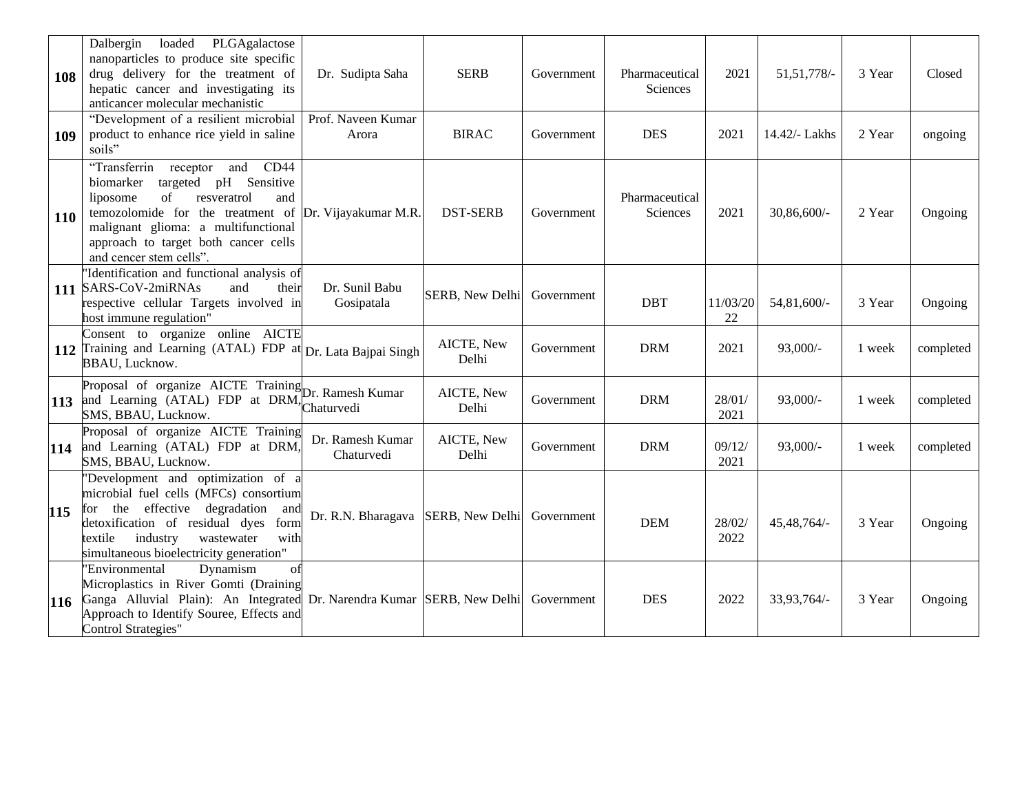| | | | | | | | | | |
|---|---|---|---|---|---|---|---|---|---|
| **108** | Dalbergin loaded PLGAgalactose nanoparticles to produce site specific drug delivery for the treatment of hepatic cancer and investigating its anticancer molecular mechanistic | Dr. Sudipta Saha | SERB | Government | Pharmaceutical Sciences | 2021 | 51,51,778/- | 3 Year | Closed |
| **109** | "Development of a resilient microbial product to enhance rice yield in saline soils" | Prof. Naveen Kumar Arora | BIRAC | Government | DES | 2021 | 14.42/- Lakhs | 2 Year | ongoing |
| **110** | "Transferrin receptor and CD44 biomarker targeted pH Sensitive liposome of resveratrol and temozolomide for the treatment of malignant glioma: a multifunctional approach to target both cancer cells and cencer stem cells". | Dr. Vijayakumar M.R. | DST-SERB | Government | Pharmaceutical Sciences | 2021 | 30,86,600/- | 2 Year | Ongoing |
| **111** | "Identification and functional analysis of SARS-CoV-2miRNAs and their respective cellular Targets involved in host immune regulation" | Dr. Sunil Babu Gosipatala | SERB, New Delhi | Government | DBT | 11/03/2022 | 54,81,600/- | 3 Year | Ongoing |
| **112** | Consent to organize online AICTE Training and Learning (ATAL) FDP at BBAU, Lucknow. | Dr. Lata Bajpai Singh | AICTE, New Delhi | Government | DRM | 2021 | 93,000/- | 1 week | completed |
| **113** | Proposal of organize AICTE Training and Learning (ATAL) FDP at DRM, SMS, BBAU, Lucknow. | Dr. Ramesh Kumar Chaturvedi | AICTE, New Delhi | Government | DRM | 28/01/2021 | 93,000/- | 1 week | completed |
| **114** | Proposal of organize AICTE Training and Learning (ATAL) FDP at DRM, SMS, BBAU, Lucknow. | Dr. Ramesh Kumar Chaturvedi | AICTE, New Delhi | Government | DRM | 09/12/2021 | 93,000/- | 1 week | completed |
| **115** | "Development and optimization of a microbial fuel cells (MFCs) consortium for the effective degradation and detoxification of residual dyes form textile industry wastewater with simultaneous bioelectricity generation" | Dr. R.N. Bharagava | SERB, New Delhi | Government | DEM | 28/02/2022 | 45,48,764/- | 3 Year | Ongoing |
| **116** | "Environmental Dynamism of Microplastics in River Gomti (Draining Ganga Alluvial Plain): An Integrated Approach to Identify Souree, Effects and Control Strategies" | Dr. Narendra Kumar | SERB, New Delhi | Government | DES | 2022 | 33,93,764/- | 3 Year | Ongoing |